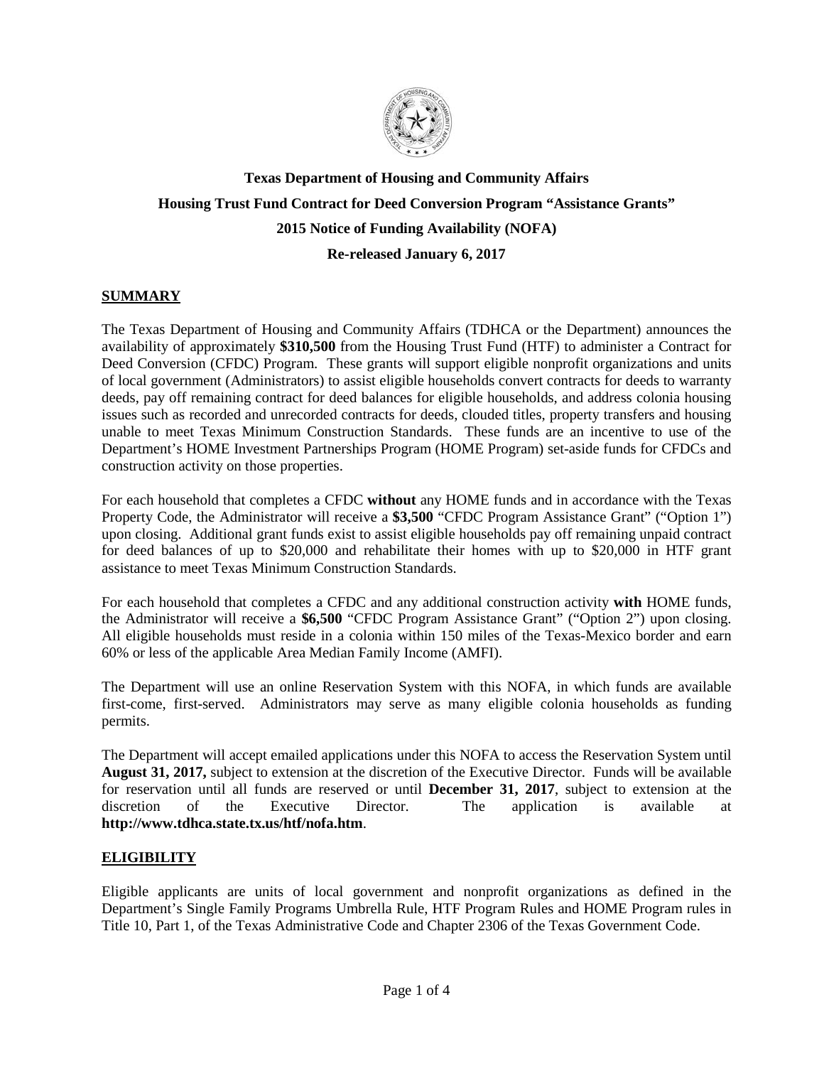# Texas Department of Housing and Community Affairs

# Housing Trust Fund Contract for Deed Conversion Program "Assistance Grants"

# 2015 Notice of Funding Availability (NOFA)

# Re-released January 6, 2017

## SUMMARY

The Texas Department of Housing and Community Affairs (TDHCA or the Department) announces the availability of approximately **$310,500** from the Housing Trust Fund (HTF) to administer a Contract for Deed Conversion (CFDC) Program. These grants will support eligible nonprofit organizations and units of local government (Administrators) to assist eligible households convert contracts for deeds to warranty deeds, pay off remaining contract for deed balances for eligible households, and address colonia housing issues such as recorded and unrecorded contracts for deeds, clouded titles, property transfers and housing unable to meet Texas Minimum Construction Standards. These funds are an incentive to use of the Department's HOME Investment Partnerships Program (HOME Program) set-aside funds for CFDCs and construction activity on those properties.

For each household that completes a CFDC **without** any HOME funds and in accordance with the Texas Property Code, the Administrator will receive a **$3,500** "CFDC Program Assistance Grant" ("Option 1") upon closing. Additional grant funds exist to assist eligible households pay off remaining unpaid contract for deed balances of up to $20,000 and rehabilitate their homes with up to $20,000 in HTF grant assistance to meet Texas Minimum Construction Standards.

For each household that completes a CFDC and any additional construction activity **with** HOME funds, the Administrator will receive a **$6,500** "CFDC Program Assistance Grant" ("Option 2") upon closing. All eligible households must reside in a colonia within 150 miles of the Texas-Mexico border and earn 60% or less of the applicable Area Median Family Income (AMFI).

The Department will use an online Reservation System with this NOFA, in which funds are available first-come, first-served. Administrators may serve as many eligible colonia households as funding permits.

The Department will accept emailed applications under this NOFA to access the Reservation System until **August 31, 2017,** subject to extension at the discretion of the Executive Director. Funds will be available for reservation until all funds are reserved or until **December 31, 2017**, subject to extension at the discretion of the Executive Director. The application is available at **http://www.tdhca.state.tx.us/htf/nofa.htm**.

## ELIGIBILITY

Eligible applicants are units of local government and nonprofit organizations as defined in the Department's Single Family Programs Umbrella Rule, HTF Program Rules and HOME Program rules in Title 10, Part 1, of the Texas Administrative Code and Chapter 2306 of the Texas Government Code.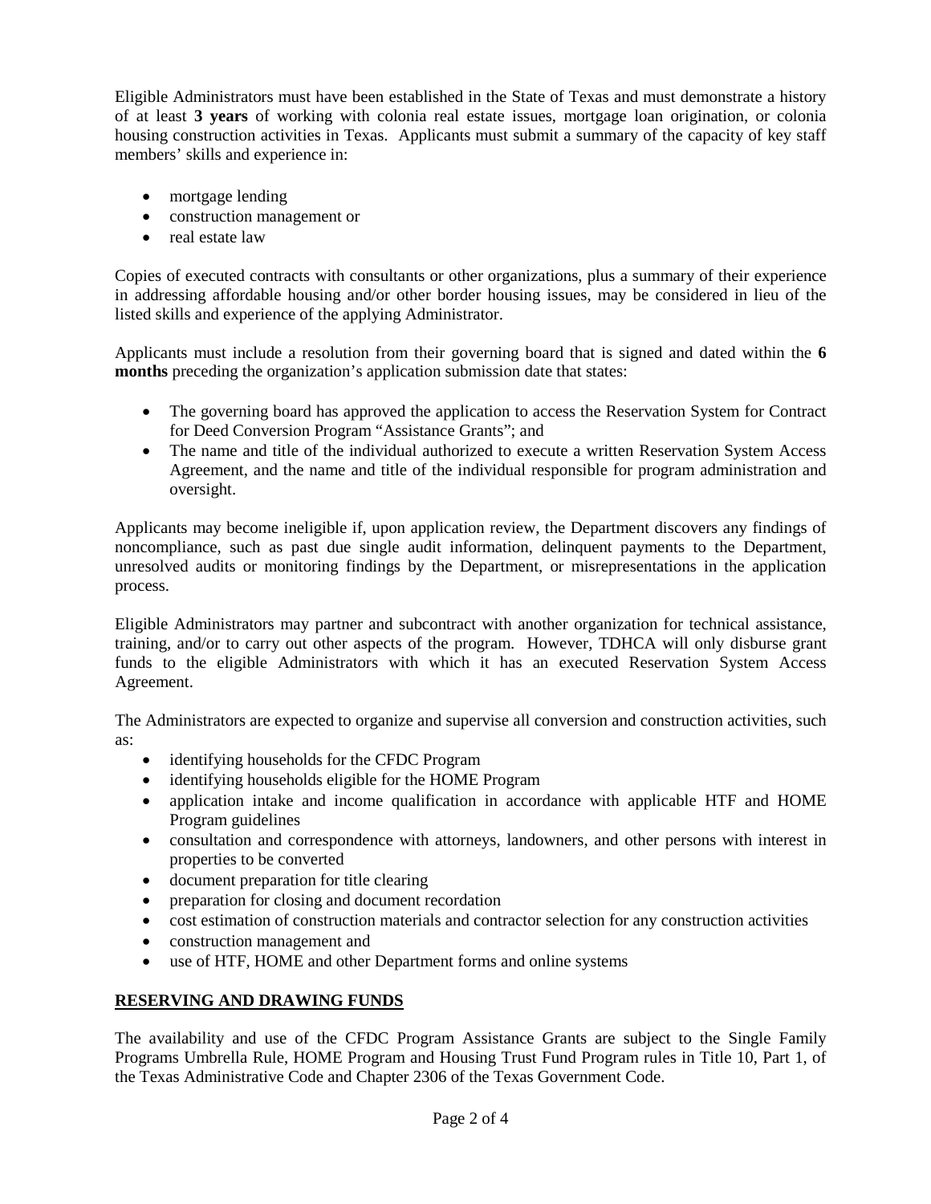Eligible Administrators must have been established in the State of Texas and must demonstrate a history of at least **3 years** of working with colonia real estate issues, mortgage loan origination, or colonia housing construction activities in Texas. Applicants must submit a summary of the capacity of key staff members' skills and experience in:

- mortgage lending
- construction management or
- real estate law

Copies of executed contracts with consultants or other organizations, plus a summary of their experience in addressing affordable housing and/or other border housing issues, may be considered in lieu of the listed skills and experience of the applying Administrator.

Applicants must include a resolution from their governing board that is signed and dated within the **6 months** preceding the organization's application submission date that states:

- The governing board has approved the application to access the Reservation System for Contract for Deed Conversion Program "Assistance Grants"; and
- The name and title of the individual authorized to execute a written Reservation System Access Agreement, and the name and title of the individual responsible for program administration and oversight.

Applicants may become ineligible if, upon application review, the Department discovers any findings of noncompliance, such as past due single audit information, delinquent payments to the Department, unresolved audits or monitoring findings by the Department, or misrepresentations in the application process.

Eligible Administrators may partner and subcontract with another organization for technical assistance, training, and/or to carry out other aspects of the program. However, TDHCA will only disburse grant funds to the eligible Administrators with which it has an executed Reservation System Access Agreement.

The Administrators are expected to organize and supervise all conversion and construction activities, such as:

- identifying households for the CFDC Program
- identifying households eligible for the HOME Program
- application intake and income qualification in accordance with applicable HTF and HOME Program guidelines
- consultation and correspondence with attorneys, landowners, and other persons with interest in properties to be converted
- document preparation for title clearing
- preparation for closing and document recordation
- cost estimation of construction materials and contractor selection for any construction activities
- construction management and
- use of HTF, HOME and other Department forms and online systems

## RESERVING AND DRAWING FUNDS

The availability and use of the CFDC Program Assistance Grants are subject to the Single Family Programs Umbrella Rule, HOME Program and Housing Trust Fund Program rules in Title 10, Part 1, of the Texas Administrative Code and Chapter 2306 of the Texas Government Code.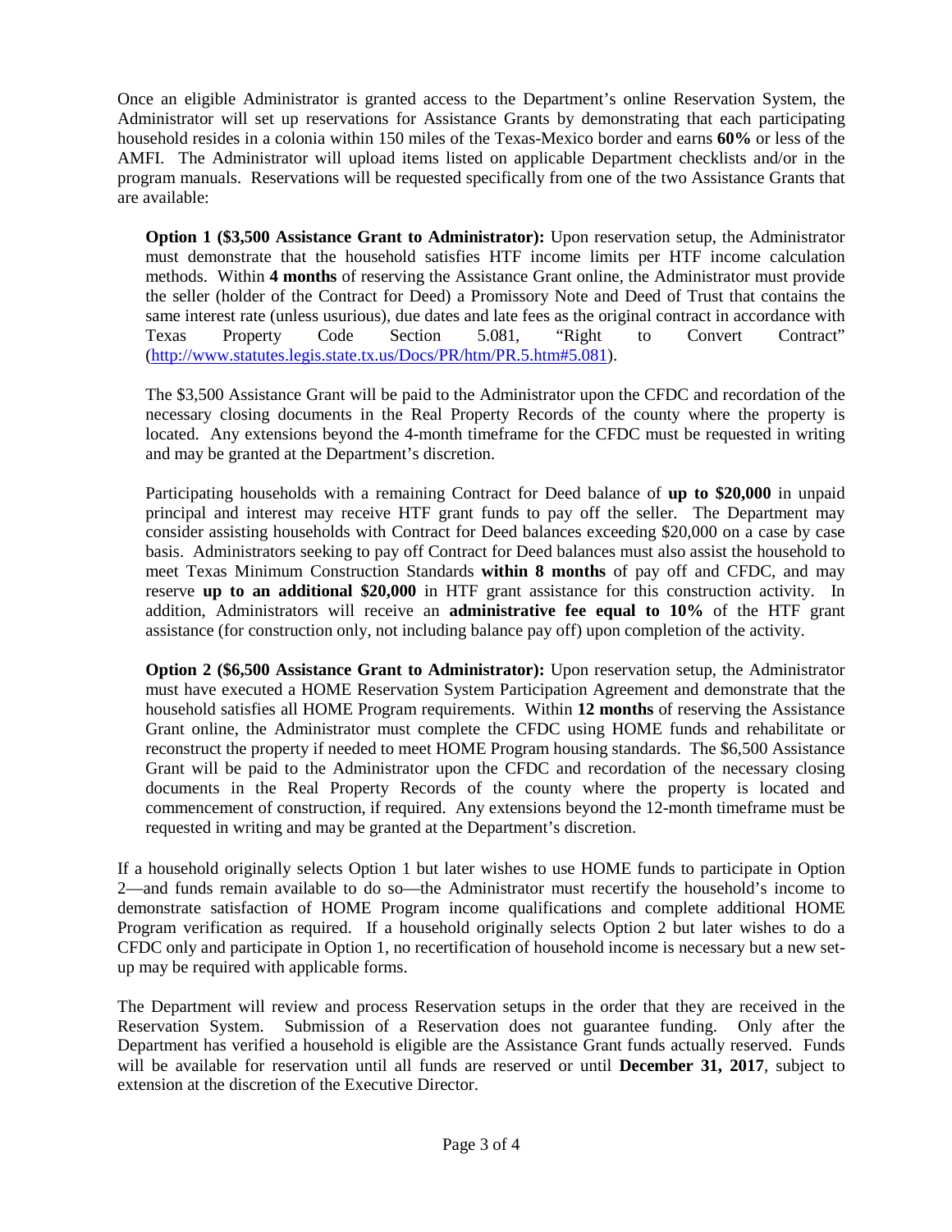Once an eligible Administrator is granted access to the Department's online Reservation System, the Administrator will set up reservations for Assistance Grants by demonstrating that each participating household resides in a colonia within 150 miles of the Texas-Mexico border and earns **60%** or less of the AMFI. The Administrator will upload items listed on applicable Department checklists and/or in the program manuals. Reservations will be requested specifically from one of the two Assistance Grants that are available:

> **Option 1 ($3,500 Assistance Grant to Administrator):** Upon reservation setup, the Administrator must demonstrate that the household satisfies HTF income limits per HTF income calculation methods. Within **4 months** of reserving the Assistance Grant online, the Administrator must provide the seller (holder of the Contract for Deed) a Promissory Note and Deed of Trust that contains the same interest rate (unless usurious), due dates and late fees as the original contract in accordance with Texas Property Code Section 5.081, "Right to Convert Contract" (http://www.statutes.legis.state.tx.us/Docs/PR/htm/PR.5.htm#5.081).
>
> The $3,500 Assistance Grant will be paid to the Administrator upon the CFDC and recordation of the necessary closing documents in the Real Property Records of the county where the property is located. Any extensions beyond the 4-month timeframe for the CFDC must be requested in writing and may be granted at the Department's discretion.
>
> Participating households with a remaining Contract for Deed balance of **up to $20,000** in unpaid principal and interest may receive HTF grant funds to pay off the seller. The Department may consider assisting households with Contract for Deed balances exceeding $20,000 on a case by case basis. Administrators seeking to pay off Contract for Deed balances must also assist the household to meet Texas Minimum Construction Standards **within 8 months** of pay off and CFDC, and may reserve **up to an additional $20,000** in HTF grant assistance for this construction activity. In addition, Administrators will receive an **administrative fee equal to 10%** of the HTF grant assistance (for construction only, not including balance pay off) upon completion of the activity.
>
> **Option 2 ($6,500 Assistance Grant to Administrator):** Upon reservation setup, the Administrator must have executed a HOME Reservation System Participation Agreement and demonstrate that the household satisfies all HOME Program requirements. Within **12 months** of reserving the Assistance Grant online, the Administrator must complete the CFDC using HOME funds and rehabilitate or reconstruct the property if needed to meet HOME Program housing standards. The $6,500 Assistance Grant will be paid to the Administrator upon the CFDC and recordation of the necessary closing documents in the Real Property Records of the county where the property is located and commencement of construction, if required. Any extensions beyond the 12-month timeframe must be requested in writing and may be granted at the Department's discretion.

If a household originally selects Option 1 but later wishes to use HOME funds to participate in Option 2—and funds remain available to do so—the Administrator must recertify the household's income to demonstrate satisfaction of HOME Program income qualifications and complete additional HOME Program verification as required. If a household originally selects Option 2 but later wishes to do a CFDC only and participate in Option 1, no recertification of household income is necessary but a new set-up may be required with applicable forms.

The Department will review and process Reservation setups in the order that they are received in the Reservation System. Submission of a Reservation does not guarantee funding. Only after the Department has verified a household is eligible are the Assistance Grant funds actually reserved. Funds will be available for reservation until all funds are reserved or until **December 31, 2017**, subject to extension at the discretion of the Executive Director.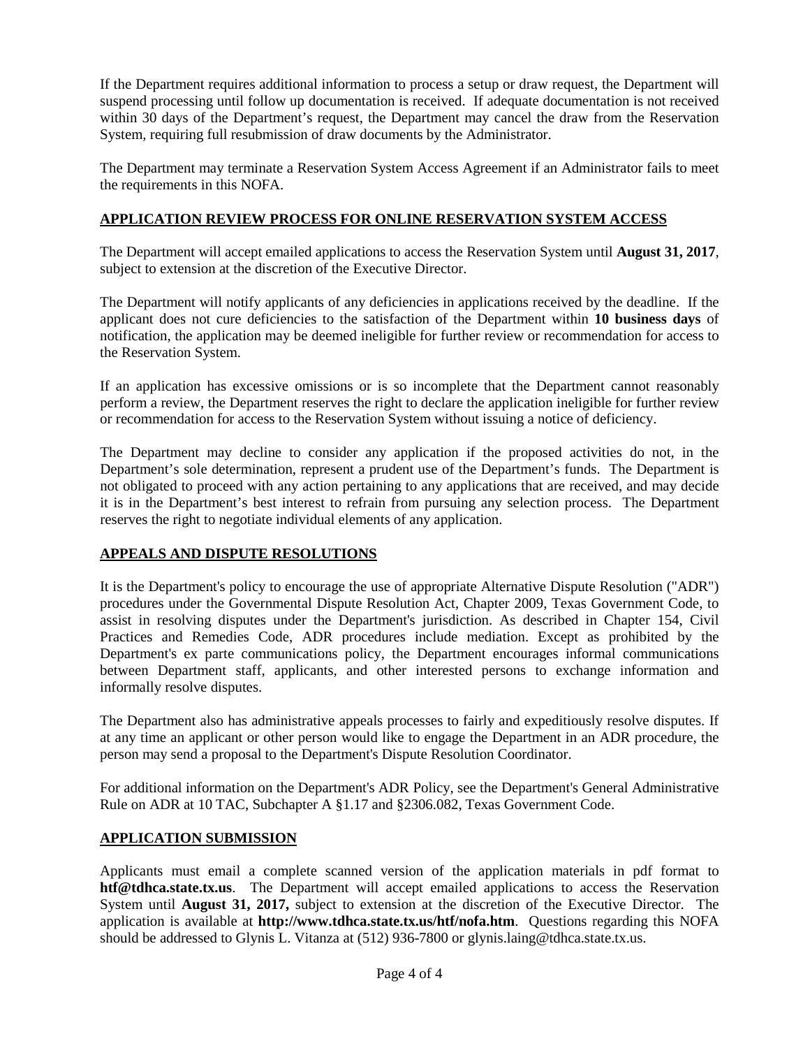If the Department requires additional information to process a setup or draw request, the Department will suspend processing until follow up documentation is received. If adequate documentation is not received within 30 days of the Department's request, the Department may cancel the draw from the Reservation System, requiring full resubmission of draw documents by the Administrator.

The Department may terminate a Reservation System Access Agreement if an Administrator fails to meet the requirements in this NOFA.

## APPLICATION REVIEW PROCESS FOR ONLINE RESERVATION SYSTEM ACCESS

The Department will accept emailed applications to access the Reservation System until **August 31, 2017**, subject to extension at the discretion of the Executive Director.

The Department will notify applicants of any deficiencies in applications received by the deadline. If the applicant does not cure deficiencies to the satisfaction of the Department within **10 business days** of notification, the application may be deemed ineligible for further review or recommendation for access to the Reservation System.

If an application has excessive omissions or is so incomplete that the Department cannot reasonably perform a review, the Department reserves the right to declare the application ineligible for further review or recommendation for access to the Reservation System without issuing a notice of deficiency.

The Department may decline to consider any application if the proposed activities do not, in the Department's sole determination, represent a prudent use of the Department's funds. The Department is not obligated to proceed with any action pertaining to any applications that are received, and may decide it is in the Department's best interest to refrain from pursuing any selection process. The Department reserves the right to negotiate individual elements of any application.

## APPEALS AND DISPUTE RESOLUTIONS

It is the Department's policy to encourage the use of appropriate Alternative Dispute Resolution ("ADR") procedures under the Governmental Dispute Resolution Act, Chapter 2009, Texas Government Code, to assist in resolving disputes under the Department's jurisdiction. As described in Chapter 154, Civil Practices and Remedies Code, ADR procedures include mediation. Except as prohibited by the Department's ex parte communications policy, the Department encourages informal communications between Department staff, applicants, and other interested persons to exchange information and informally resolve disputes.

The Department also has administrative appeals processes to fairly and expeditiously resolve disputes. If at any time an applicant or other person would like to engage the Department in an ADR procedure, the person may send a proposal to the Department's Dispute Resolution Coordinator.

For additional information on the Department's ADR Policy, see the Department's General Administrative Rule on ADR at 10 TAC, Subchapter A §1.17 and §2306.082, Texas Government Code.

## APPLICATION SUBMISSION

Applicants must email a complete scanned version of the application materials in pdf format to **htf@tdhca.state.tx.us**. The Department will accept emailed applications to access the Reservation System until **August 31, 2017,** subject to extension at the discretion of the Executive Director. The application is available at **http://www.tdhca.state.tx.us/htf/nofa.htm**. Questions regarding this NOFA should be addressed to Glynis L. Vitanza at (512) 936-7800 or glynis.laing@tdhca.state.tx.us.